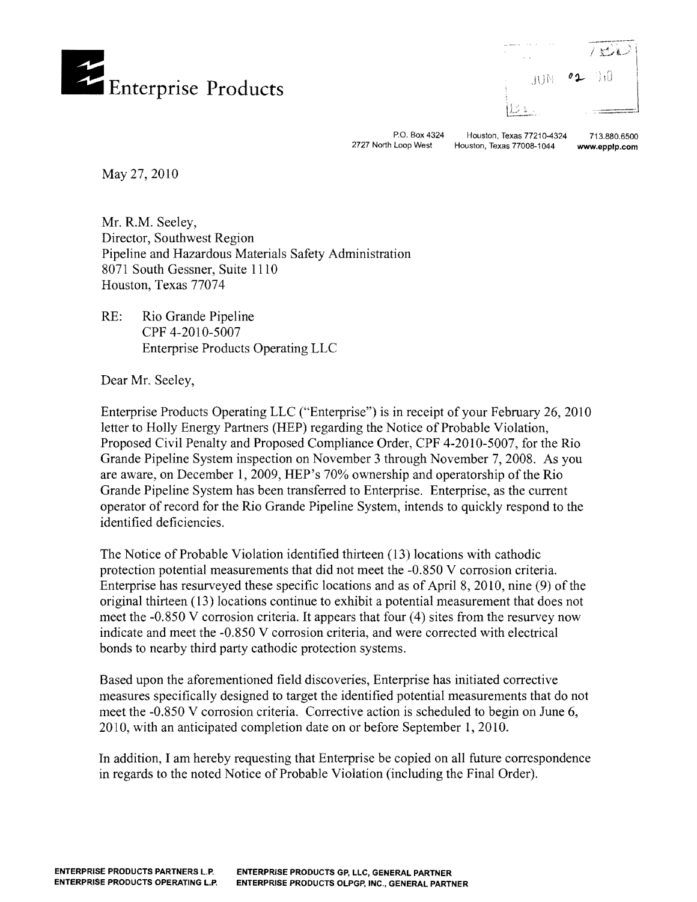# Enterprise Products

P.O. Box 4324 Houston, Texas 77210-4324 713.880.6500
2727 North Loop West Houston, Texas 77008-1044 www.epplp.com

May 27, 2010

Mr. R.M. Seeley,
Director, Southwest Region
Pipeline and Hazardous Materials Safety Administration
8071 South Gessner, Suite 1110
Houston, Texas 77074

RE: Rio Grande Pipeline
CPF 4-2010-5007
Enterprise Products Operating LLC

Dear Mr. Seeley,

Enterprise Products Operating LLC ("Enterprise") is in receipt of your February 26, 2010 letter to Holly Energy Partners (HEP) regarding the Notice of Probable Violation, Proposed Civil Penalty and Proposed Compliance Order, CPF 4-2010-5007, for the Rio Grande Pipeline System inspection on November 3 through November 7, 2008. As you are aware, on December 1, 2009, HEP's 70% ownership and operatorship of the Rio Grande Pipeline System has been transferred to Enterprise. Enterprise, as the current operator of record for the Rio Grande Pipeline System, intends to quickly respond to the identified deficiencies.

The Notice of Probable Violation identified thirteen (13) locations with cathodic protection potential measurements that did not meet the -0.850 V corrosion criteria. Enterprise has resurveyed these specific locations and as of April 8, 2010, nine (9) of the original thirteen (13) locations continue to exhibit a potential measurement that does not meet the -0.850 V corrosion criteria. It appears that four (4) sites from the resurvey now indicate and meet the -0.850 V corrosion criteria, and were corrected with electrical bonds to nearby third party cathodic protection systems.

Based upon the aforementioned field discoveries, Enterprise has initiated corrective measures specifically designed to target the identified potential measurements that do not meet the -0.850 V corrosion criteria. Corrective action is scheduled to begin on June 6, 2010, with an anticipated completion date on or before September 1, 2010.

In addition, I am hereby requesting that Enterprise be copied on all future correspondence in regards to the noted Notice of Probable Violation (including the Final Order).

**ENTERPRISE PRODUCTS PARTNERS L.P.** **ENTERPRISE PRODUCTS GP, LLC, GENERAL PARTNER**
**ENTERPRISE PRODUCTS OPERATING L.P.** **ENTERPRISE PRODUCTS OLPGP, INC., GENERAL PARTNER**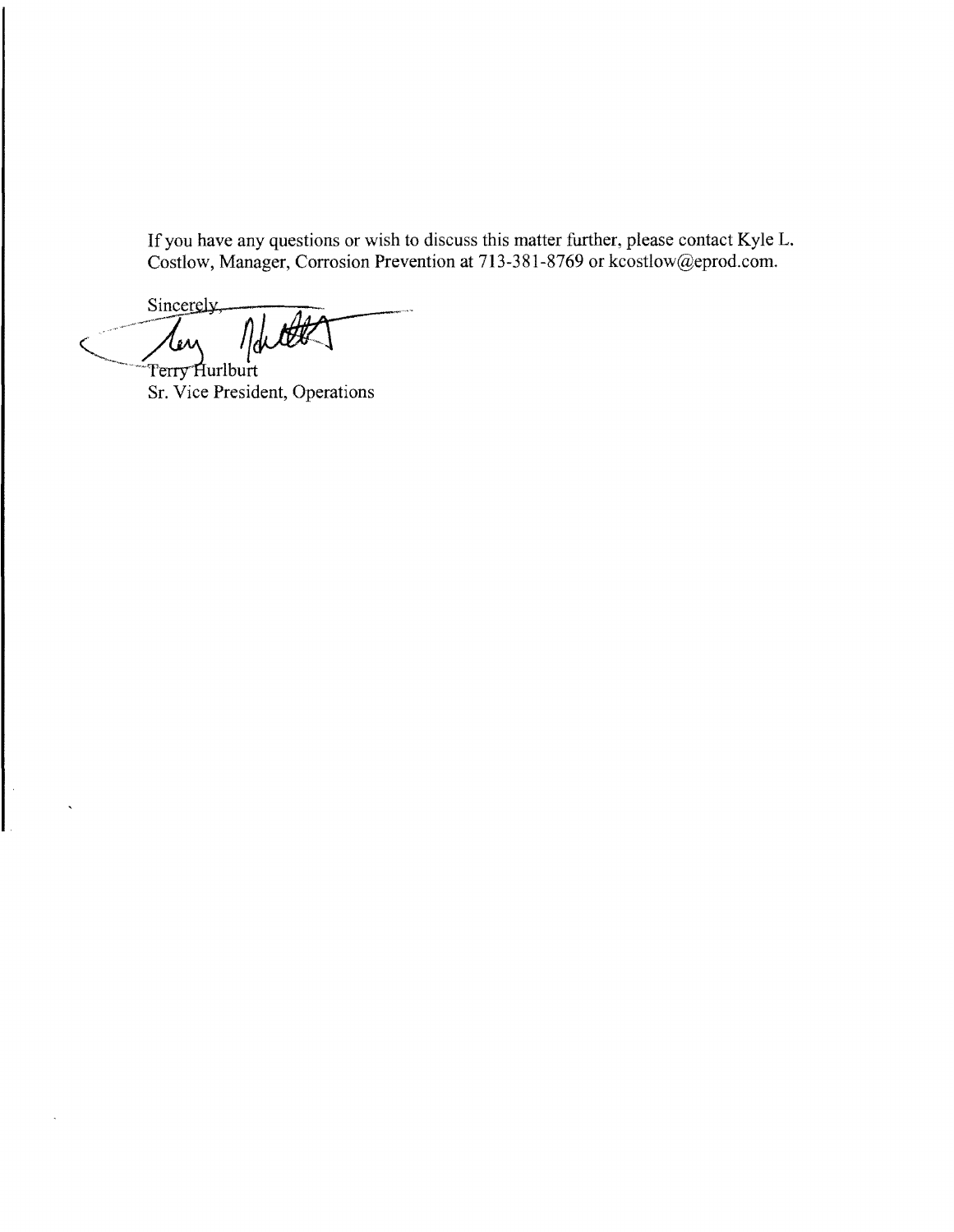If you have any questions or wish to discuss this matter further, please contact Kyle L. Costlow, Manager, Corrosion Prevention at 713-381-8769 or kcostlow@eprod.com.

Sincerely,

Terry Hurlburt
Sr. Vice President, Operations